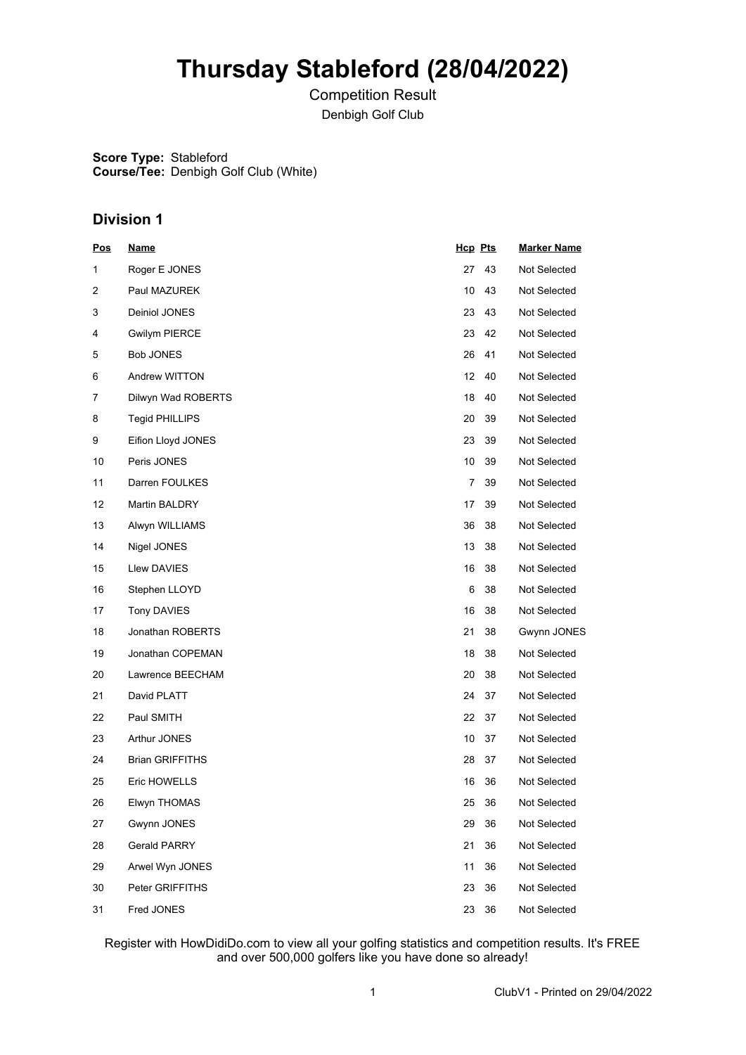# Thursday Stableford (28/04/2022)

Competition Result

Denbigh Golf Club

**Score Type:** Stableford
**Course/Tee:** Denbigh Golf Club (White)

## Division 1

| Pos | Name | Hcp | Pts | Marker Name |
|---|---|---|---|---|
| 1 | Roger E JONES | 27 | 43 | Not Selected |
| 2 | Paul MAZUREK | 10 | 43 | Not Selected |
| 3 | Deiniol JONES | 23 | 43 | Not Selected |
| 4 | Gwilym PIERCE | 23 | 42 | Not Selected |
| 5 | Bob JONES | 26 | 41 | Not Selected |
| 6 | Andrew WITTON | 12 | 40 | Not Selected |
| 7 | Dilwyn Wad ROBERTS | 18 | 40 | Not Selected |
| 8 | Tegid PHILLIPS | 20 | 39 | Not Selected |
| 9 | Eifion Lloyd JONES | 23 | 39 | Not Selected |
| 10 | Peris JONES | 10 | 39 | Not Selected |
| 11 | Darren FOULKES | 7 | 39 | Not Selected |
| 12 | Martin BALDRY | 17 | 39 | Not Selected |
| 13 | Alwyn WILLIAMS | 36 | 38 | Not Selected |
| 14 | Nigel JONES | 13 | 38 | Not Selected |
| 15 | Llew DAVIES | 16 | 38 | Not Selected |
| 16 | Stephen LLOYD | 6 | 38 | Not Selected |
| 17 | Tony DAVIES | 16 | 38 | Not Selected |
| 18 | Jonathan ROBERTS | 21 | 38 | Gwynn JONES |
| 19 | Jonathan COPEMAN | 18 | 38 | Not Selected |
| 20 | Lawrence BEECHAM | 20 | 38 | Not Selected |
| 21 | David PLATT | 24 | 37 | Not Selected |
| 22 | Paul SMITH | 22 | 37 | Not Selected |
| 23 | Arthur JONES | 10 | 37 | Not Selected |
| 24 | Brian GRIFFITHS | 28 | 37 | Not Selected |
| 25 | Eric HOWELLS | 16 | 36 | Not Selected |
| 26 | Elwyn THOMAS | 25 | 36 | Not Selected |
| 27 | Gwynn JONES | 29 | 36 | Not Selected |
| 28 | Gerald PARRY | 21 | 36 | Not Selected |
| 29 | Arwel Wyn JONES | 11 | 36 | Not Selected |
| 30 | Peter GRIFFITHS | 23 | 36 | Not Selected |
| 31 | Fred JONES | 23 | 36 | Not Selected |

Register with HowDidiDo.com to view all your golfing statistics and competition results. It's FREE and over 500,000 golfers like you have done so already!

ClubV1 - Printed on 29/04/2022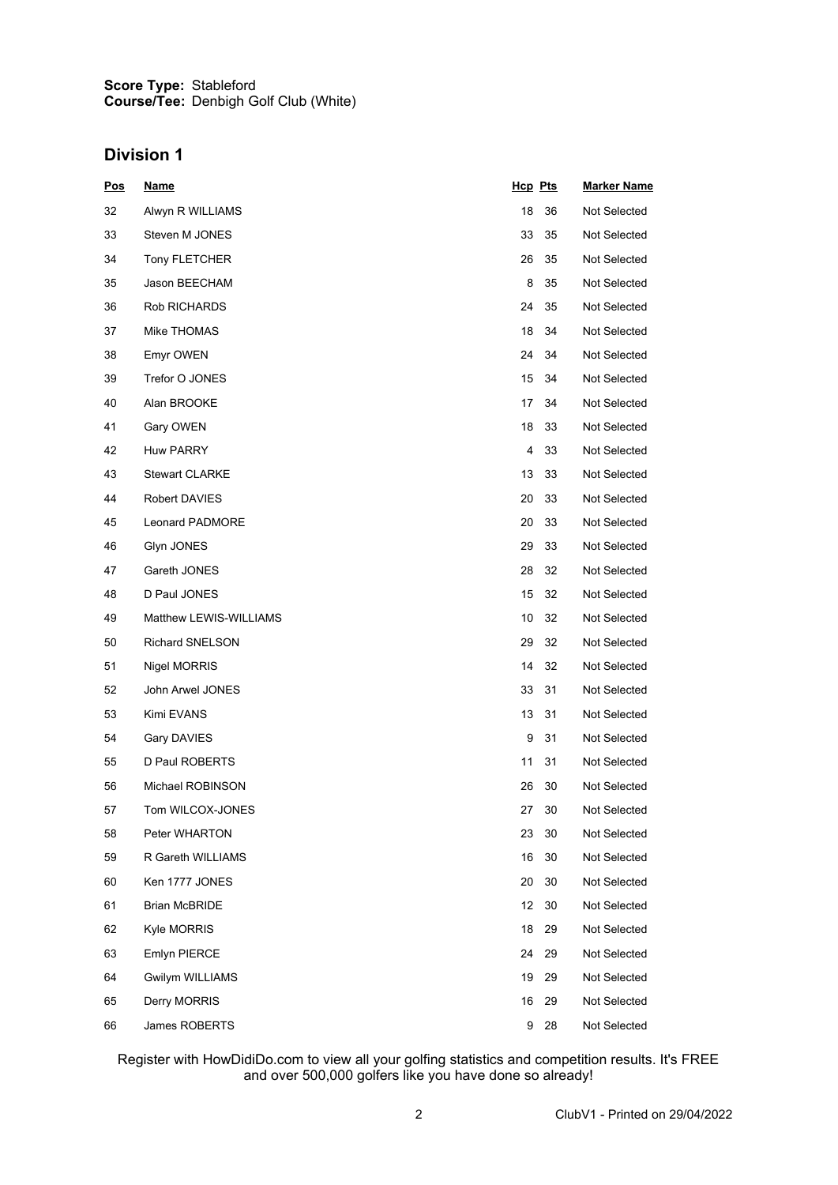**Score Type:** Stableford
**Course/Tee:** Denbigh Golf Club (White)

## Division 1

| Pos | Name | Hcp | Pts | Marker Name |
|---|---|---|---|---|
| 32 | Alwyn R WILLIAMS | 18 | 36 | Not Selected |
| 33 | Steven M JONES | 33 | 35 | Not Selected |
| 34 | Tony FLETCHER | 26 | 35 | Not Selected |
| 35 | Jason BEECHAM | 8 | 35 | Not Selected |
| 36 | Rob RICHARDS | 24 | 35 | Not Selected |
| 37 | Mike THOMAS | 18 | 34 | Not Selected |
| 38 | Emyr OWEN | 24 | 34 | Not Selected |
| 39 | Trefor O JONES | 15 | 34 | Not Selected |
| 40 | Alan BROOKE | 17 | 34 | Not Selected |
| 41 | Gary OWEN | 18 | 33 | Not Selected |
| 42 | Huw PARRY | 4 | 33 | Not Selected |
| 43 | Stewart CLARKE | 13 | 33 | Not Selected |
| 44 | Robert DAVIES | 20 | 33 | Not Selected |
| 45 | Leonard PADMORE | 20 | 33 | Not Selected |
| 46 | Glyn JONES | 29 | 33 | Not Selected |
| 47 | Gareth JONES | 28 | 32 | Not Selected |
| 48 | D Paul JONES | 15 | 32 | Not Selected |
| 49 | Matthew LEWIS-WILLIAMS | 10 | 32 | Not Selected |
| 50 | Richard SNELSON | 29 | 32 | Not Selected |
| 51 | Nigel MORRIS | 14 | 32 | Not Selected |
| 52 | John Arwel JONES | 33 | 31 | Not Selected |
| 53 | Kimi EVANS | 13 | 31 | Not Selected |
| 54 | Gary DAVIES | 9 | 31 | Not Selected |
| 55 | D Paul ROBERTS | 11 | 31 | Not Selected |
| 56 | Michael ROBINSON | 26 | 30 | Not Selected |
| 57 | Tom WILCOX-JONES | 27 | 30 | Not Selected |
| 58 | Peter WHARTON | 23 | 30 | Not Selected |
| 59 | R Gareth WILLIAMS | 16 | 30 | Not Selected |
| 60 | Ken 1777 JONES | 20 | 30 | Not Selected |
| 61 | Brian McBRIDE | 12 | 30 | Not Selected |
| 62 | Kyle MORRIS | 18 | 29 | Not Selected |
| 63 | Emlyn PIERCE | 24 | 29 | Not Selected |
| 64 | Gwilym WILLIAMS | 19 | 29 | Not Selected |
| 65 | Derry MORRIS | 16 | 29 | Not Selected |
| 66 | James ROBERTS | 9 | 28 | Not Selected |

Register with HowDidiDo.com to view all your golfing statistics and competition results. It's FREE and over 500,000 golfers like you have done so already!

ClubV1 - Printed on 29/04/2022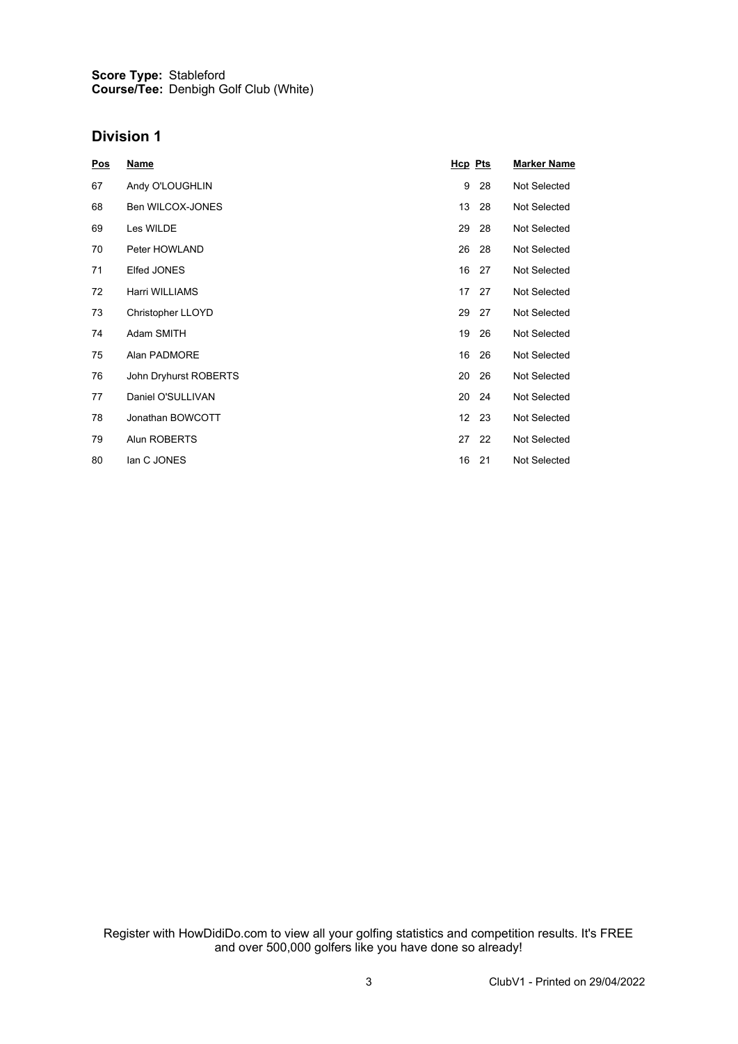**Score Type:** Stableford
**Course/Tee:** Denbigh Golf Club (White)

## Division 1

| Pos | Name | Hcp | Pts | Marker Name |
|---|---|---|---|---|
| 67 | Andy O'LOUGHLIN | 9 | 28 | Not Selected |
| 68 | Ben WILCOX-JONES | 13 | 28 | Not Selected |
| 69 | Les WILDE | 29 | 28 | Not Selected |
| 70 | Peter HOWLAND | 26 | 28 | Not Selected |
| 71 | Elfed JONES | 16 | 27 | Not Selected |
| 72 | Harri WILLIAMS | 17 | 27 | Not Selected |
| 73 | Christopher LLOYD | 29 | 27 | Not Selected |
| 74 | Adam SMITH | 19 | 26 | Not Selected |
| 75 | Alan PADMORE | 16 | 26 | Not Selected |
| 76 | John Dryhurst ROBERTS | 20 | 26 | Not Selected |
| 77 | Daniel O'SULLIVAN | 20 | 24 | Not Selected |
| 78 | Jonathan BOWCOTT | 12 | 23 | Not Selected |
| 79 | Alun ROBERTS | 27 | 22 | Not Selected |
| 80 | Ian C JONES | 16 | 21 | Not Selected |

Register with HowDidiDo.com to view all your golfing statistics and competition results. It's FREE and over 500,000 golfers like you have done so already!

ClubV1 - Printed on 29/04/2022